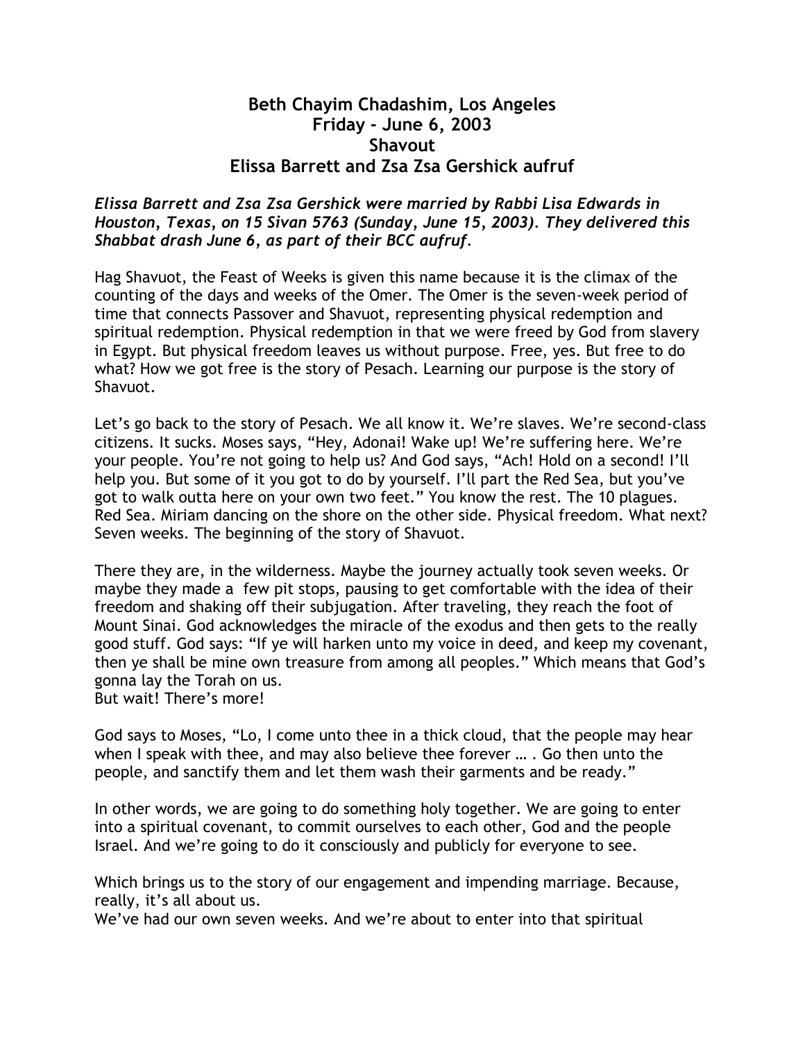# Beth Chayim Chadashim, Los Angeles
# Friday - June 6, 2003
# Shavout
# Elissa Barrett and Zsa Zsa Gershick aufruf

***Elissa Barrett and Zsa Zsa Gershick were married by Rabbi Lisa Edwards in Houston, Texas, on 15 Sivan 5763 (Sunday, June 15, 2003). They delivered this Shabbat drash June 6, as part of their BCC aufruf.***

Hag Shavuot, the Feast of Weeks is given this name because it is the climax of the counting of the days and weeks of the Omer. The Omer is the seven-week period of time that connects Passover and Shavuot, representing physical redemption and spiritual redemption. Physical redemption in that we were freed by God from slavery in Egypt. But physical freedom leaves us without purpose. Free, yes. But free to do what? How we got free is the story of Pesach. Learning our purpose is the story of Shavuot.

Let's go back to the story of Pesach. We all know it. We're slaves. We're second-class citizens. It sucks. Moses says, "Hey, Adonai! Wake up! We're suffering here. We're your people. You're not going to help us? And God says, "Ach! Hold on a second! I'll help you. But some of it you got to do by yourself. I'll part the Red Sea, but you've got to walk outta here on your own two feet." You know the rest. The 10 plagues. Red Sea. Miriam dancing on the shore on the other side. Physical freedom. What next? Seven weeks. The beginning of the story of Shavuot.

There they are, in the wilderness. Maybe the journey actually took seven weeks. Or maybe they made a few pit stops, pausing to get comfortable with the idea of their freedom and shaking off their subjugation. After traveling, they reach the foot of Mount Sinai. God acknowledges the miracle of the exodus and then gets to the really good stuff. God says: "If ye will harken unto my voice in deed, and keep my covenant, then ye shall be mine own treasure from among all peoples." Which means that God's gonna lay the Torah on us.
But wait! There's more!

God says to Moses, "Lo, I come unto thee in a thick cloud, that the people may hear when I speak with thee, and may also believe thee forever … . Go then unto the people, and sanctify them and let them wash their garments and be ready."

In other words, we are going to do something holy together. We are going to enter into a spiritual covenant, to commit ourselves to each other, God and the people Israel. And we're going to do it consciously and publicly for everyone to see.

Which brings us to the story of our engagement and impending marriage. Because, really, it's all about us.
We've had our own seven weeks. And we're about to enter into that spiritual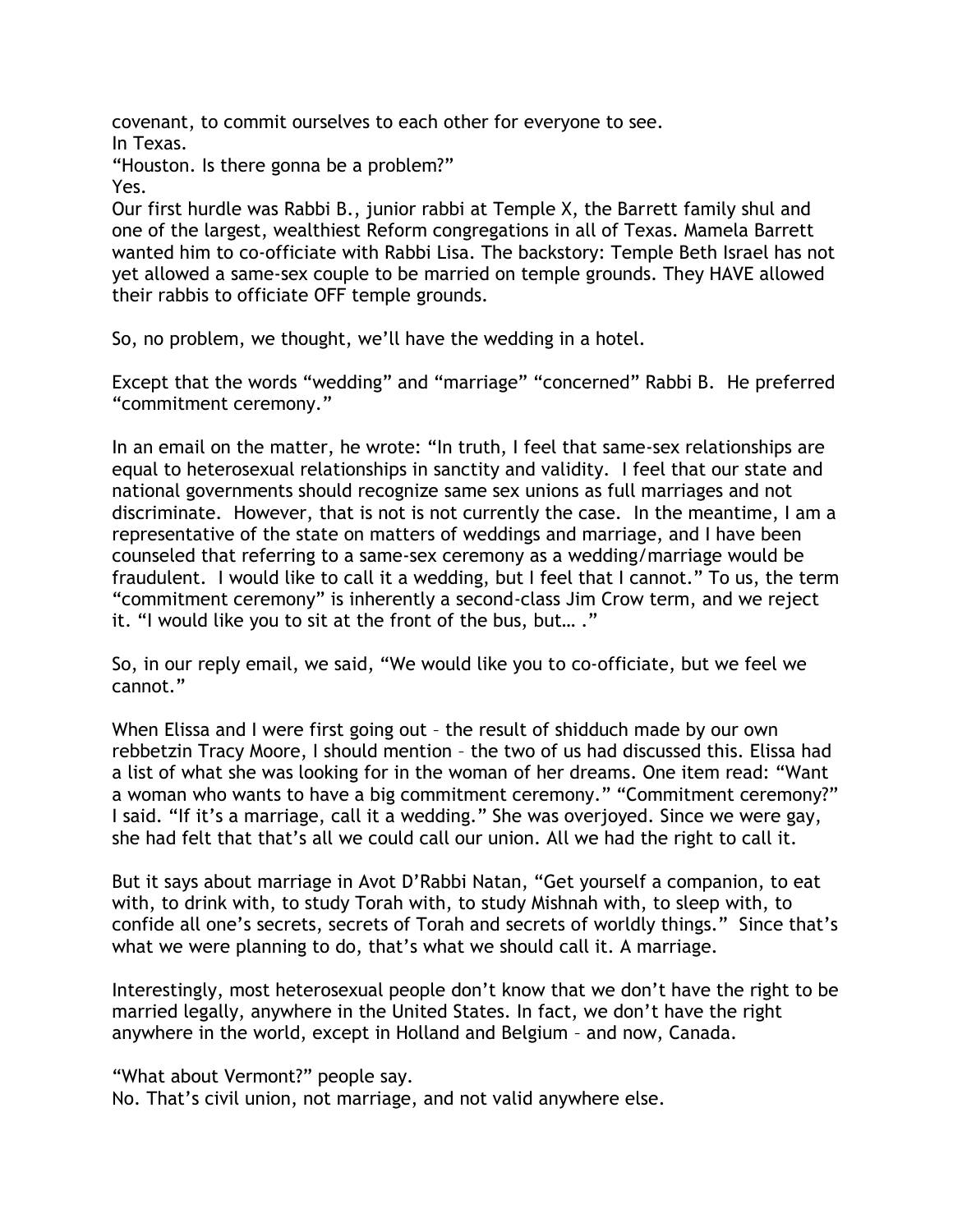covenant, to commit ourselves to each other for everyone to see.
In Texas.
"Houston. Is there gonna be a problem?"
Yes.
Our first hurdle was Rabbi B., junior rabbi at Temple X, the Barrett family shul and one of the largest, wealthiest Reform congregations in all of Texas. Mamela Barrett wanted him to co-officiate with Rabbi Lisa. The backstory: Temple Beth Israel has not yet allowed a same-sex couple to be married on temple grounds. They HAVE allowed their rabbis to officiate OFF temple grounds.

So, no problem, we thought, we'll have the wedding in a hotel.

Except that the words "wedding" and "marriage" "concerned" Rabbi B. He preferred "commitment ceremony."

In an email on the matter, he wrote: "In truth, I feel that same-sex relationships are equal to heterosexual relationships in sanctity and validity. I feel that our state and national governments should recognize same sex unions as full marriages and not discriminate. However, that is not is not currently the case. In the meantime, I am a representative of the state on matters of weddings and marriage, and I have been counseled that referring to a same-sex ceremony as a wedding/marriage would be fraudulent. I would like to call it a wedding, but I feel that I cannot." To us, the term "commitment ceremony" is inherently a second-class Jim Crow term, and we reject it. "I would like you to sit at the front of the bus, but… ."

So, in our reply email, we said, "We would like you to co-officiate, but we feel we cannot."

When Elissa and I were first going out – the result of shidduch made by our own rebbetzin Tracy Moore, I should mention – the two of us had discussed this. Elissa had a list of what she was looking for in the woman of her dreams. One item read: "Want a woman who wants to have a big commitment ceremony." "Commitment ceremony?" I said. "If it's a marriage, call it a wedding." She was overjoyed. Since we were gay, she had felt that that's all we could call our union. All we had the right to call it.

But it says about marriage in Avot D'Rabbi Natan, "Get yourself a companion, to eat with, to drink with, to study Torah with, to study Mishnah with, to sleep with, to confide all one's secrets, secrets of Torah and secrets of worldly things." Since that's what we were planning to do, that's what we should call it. A marriage.

Interestingly, most heterosexual people don't know that we don't have the right to be married legally, anywhere in the United States. In fact, we don't have the right anywhere in the world, except in Holland and Belgium – and now, Canada.

"What about Vermont?" people say.
No. That's civil union, not marriage, and not valid anywhere else.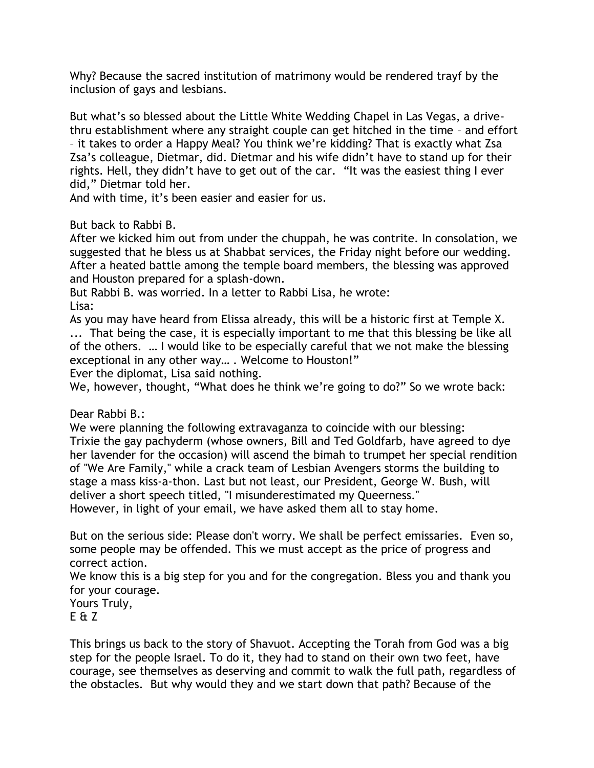Why? Because the sacred institution of matrimony would be rendered trayf by the inclusion of gays and lesbians.

But what's so blessed about the Little White Wedding Chapel in Las Vegas, a drive-thru establishment where any straight couple can get hitched in the time – and effort – it takes to order a Happy Meal? You think we're kidding? That is exactly what Zsa Zsa's colleague, Dietmar, did. Dietmar and his wife didn't have to stand up for their rights. Hell, they didn't have to get out of the car. "It was the easiest thing I ever did," Dietmar told her.
And with time, it's been easier and easier for us.

But back to Rabbi B.
After we kicked him out from under the chuppah, he was contrite. In consolation, we suggested that he bless us at Shabbat services, the Friday night before our wedding. After a heated battle among the temple board members, the blessing was approved and Houston prepared for a splash-down.
But Rabbi B. was worried. In a letter to Rabbi Lisa, he wrote:
Lisa:
As you may have heard from Elissa already, this will be a historic first at Temple X. ... That being the case, it is especially important to me that this blessing be like all of the others. … I would like to be especially careful that we not make the blessing exceptional in any other way… . Welcome to Houston!"
Ever the diplomat, Lisa said nothing.
We, however, thought, "What does he think we're going to do?" So we wrote back:

Dear Rabbi B.:
We were planning the following extravaganza to coincide with our blessing:
Trixie the gay pachyderm (whose owners, Bill and Ted Goldfarb, have agreed to dye her lavender for the occasion) will ascend the bimah to trumpet her special rendition of "We Are Family," while a crack team of Lesbian Avengers storms the building to stage a mass kiss-a-thon. Last but not least, our President, George W. Bush, will deliver a short speech titled, "I misunderestimated my Queerness."
However, in light of your email, we have asked them all to stay home.

But on the serious side: Please don't worry. We shall be perfect emissaries. Even so, some people may be offended. This we must accept as the price of progress and correct action.
We know this is a big step for you and for the congregation. Bless you and thank you for your courage.
Yours Truly,
E & Z

This brings us back to the story of Shavuot. Accepting the Torah from God was a big step for the people Israel. To do it, they had to stand on their own two feet, have courage, see themselves as deserving and commit to walk the full path, regardless of the obstacles. But why would they and we start down that path? Because of the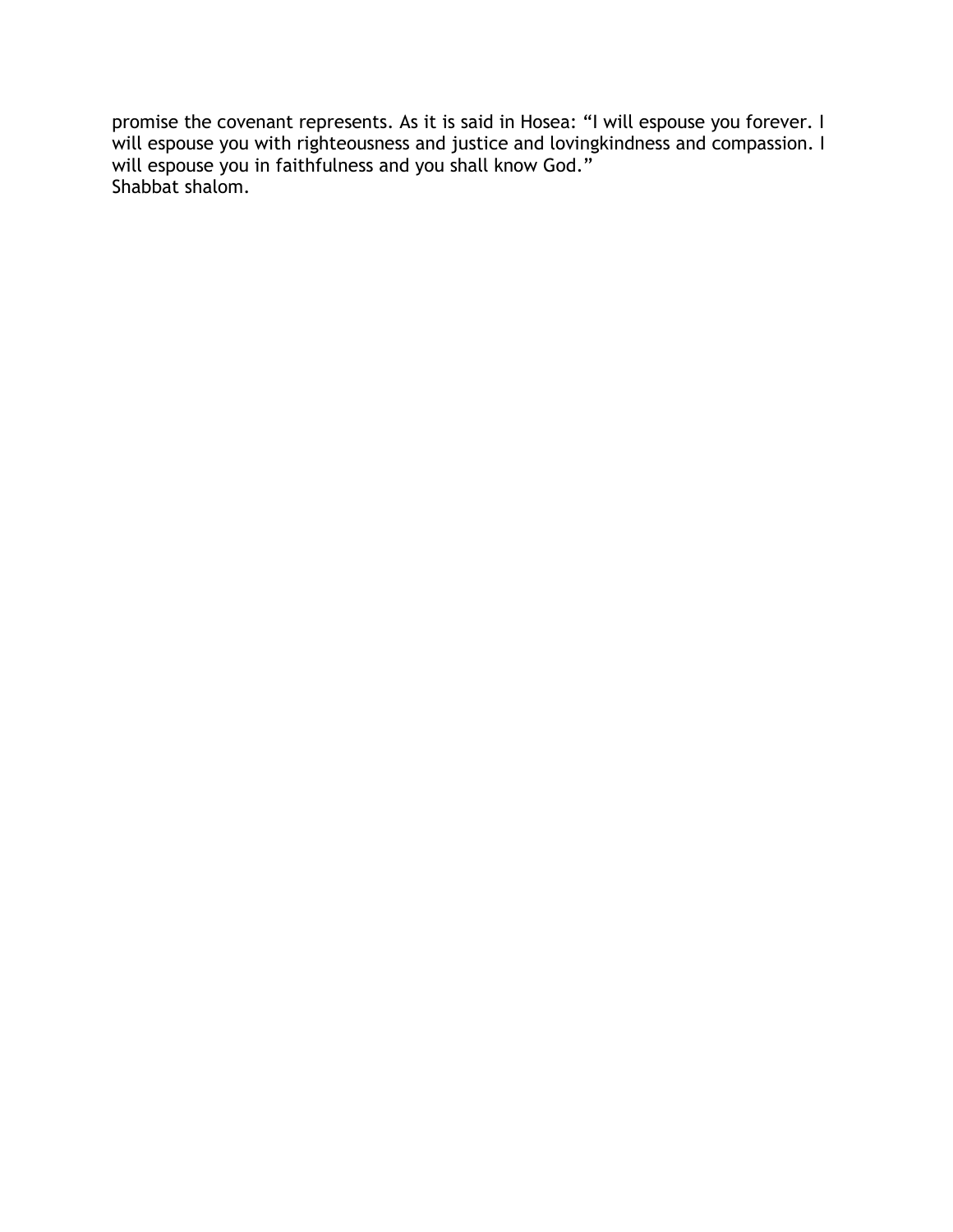promise the covenant represents. As it is said in Hosea: “I will espouse you forever. I will espouse you with righteousness and justice and lovingkindness and compassion. I will espouse you in faithfulness and you shall know God.”

Shabbat shalom.